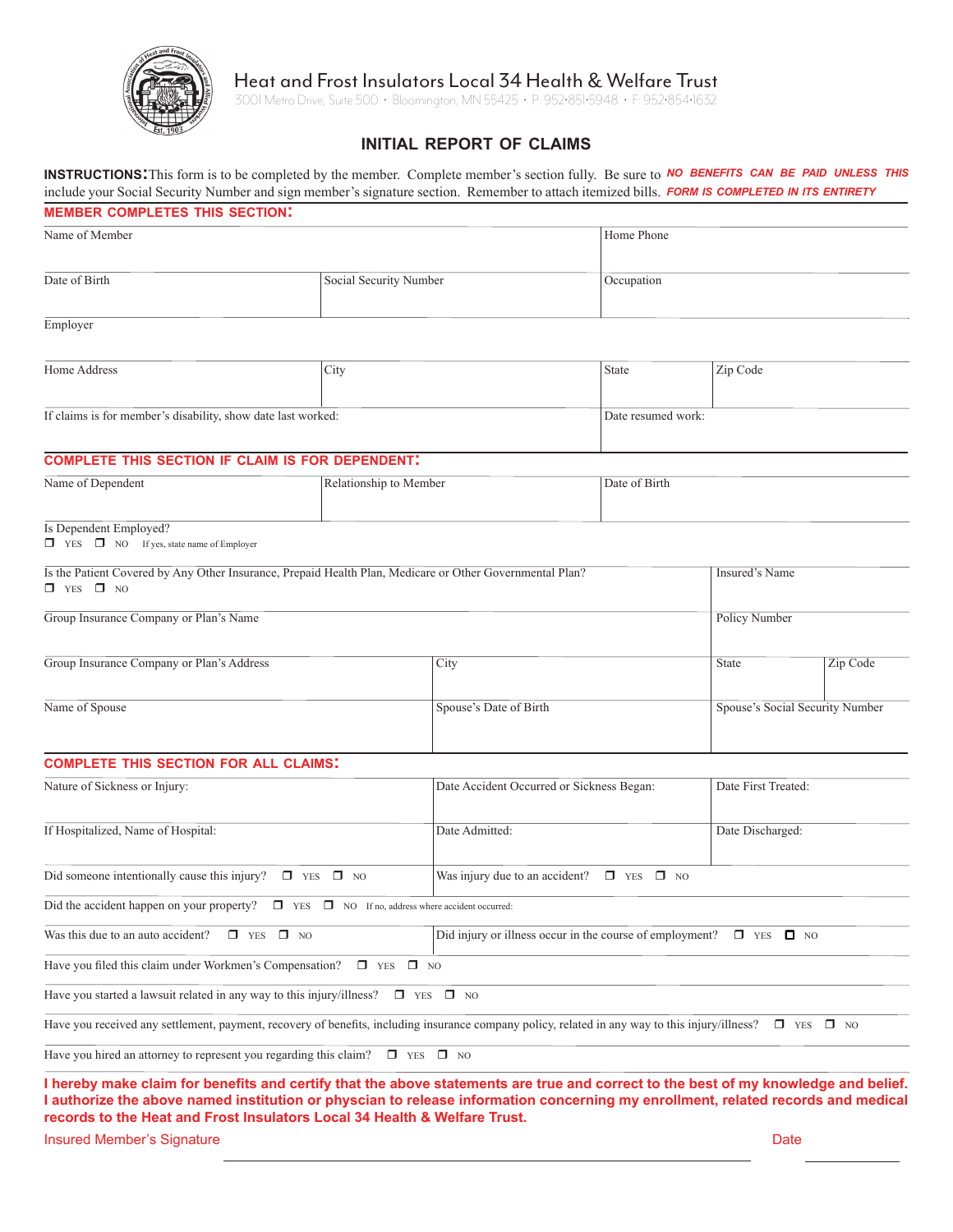# Heat and Frost Insulators Local 34 Health & Welfare Trust

3001 Metro Drive, Suite 500 · Bloomington, MN 55425 · P: 952·851·5948 · F: 952·854·1632

## INITIAL REPORT OF CLAIMS

**INSTRUCTIONS:** This form is to be completed by the member. Complete member's section fully. Be sure to include your Social Security Number and sign member's signature section. Remember to attach itemized bills. ***NO BENEFITS CAN BE PAID UNLESS THIS FORM IS COMPLETED IN ITS ENTIRETY***

### MEMBER COMPLETES THIS SECTION:

| Name of Member | | Home Phone | |
|---|---|---|---|
| Date of Birth | Social Security Number | Occupation | |
| Employer | | | |
| Home Address | City | State | Zip Code |
| If claims is for member's disability, show date last worked: | | Date resumed work: | |

### COMPLETE THIS SECTION IF CLAIM IS FOR DEPENDENT:

| Name of Dependent | Relationship to Member | Date of Birth |
|---|---|---|

Is Dependent Employed?
☐ YES ☐ NO If yes, state name of Employer

| Is the Patient Covered by Any Other Insurance, Prepaid Health Plan, Medicare or Other Governmental Plan? ☐ YES ☐ NO | | Insured's Name | |
|---|---|---|---|
| Group Insurance Company or Plan's Name | | Policy Number | |
| Group Insurance Company or Plan's Address | City | State | Zip Code |
| Name of Spouse | Spouse's Date of Birth | Spouse's Social Security Number | |

### COMPLETE THIS SECTION FOR ALL CLAIMS:

| Nature of Sickness or Injury: | Date Accident Occurred or Sickness Began: | Date First Treated: |
|---|---|---|
| If Hospitalized, Name of Hospital: | Date Admitted: | Date Discharged: |
| Did someone intentionally cause this injury? ☐ YES ☐ NO | Was injury due to an accident? ☐ YES ☐ NO | |

Did the accident happen on your property? ☐ YES ☐ NO If no, address where accident occurred:

| Was this due to an auto accident? ☐ YES ☐ NO | Did injury or illness occur in the course of employment? ☐ YES ☐ NO |
|---|---|

Have you filed this claim under Workmen's Compensation? ☐ YES ☐ NO

Have you started a lawsuit related in any way to this injury/illness? ☐ YES ☐ NO

Have you received any settlement, payment, recovery of benefits, including insurance company policy, related in any way to this injury/illness? ☐ YES ☐ NO

Have you hired an attorney to represent you regarding this claim? ☐ YES ☐ NO

**I hereby make claim for benefits and certify that the above statements are true and correct to the best of my knowledge and belief. I authorize the above named institution or physcian to release information concerning my enrollment, related records and medical records to the Heat and Frost Insulators Local 34 Health & Welfare Trust.**

Insured Member's Signature ______________________________ Date __________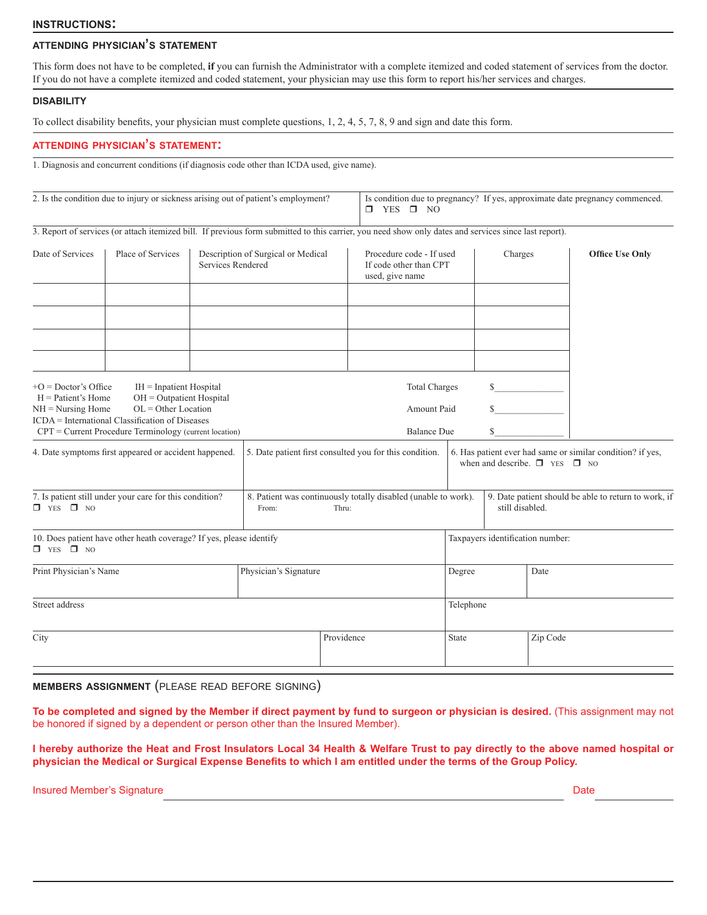**INSTRUCTIONS:**

**ATTENDING PHYSICIAN'S STATEMENT**

This form does not have to be completed, **if** you can furnish the Administrator with a complete itemized and coded statement of services from the doctor. If you do not have a complete itemized and coded statement, your physician may use this form to report his/her services and charges.

**DISABILITY**

To collect disability benefits, your physician must complete questions, 1, 2, 4, 5, 7, 8, 9 and sign and date this form.

**ATTENDING PHYSICIAN'S STATEMENT:**

1. Diagnosis and concurrent conditions (if diagnosis code other than ICDA used, give name).

2. Is the condition due to injury or sickness arising out of patient's employment?

Is condition due to pregnancy? If yes, approximate date pregnancy commenced. ❒ YES ❒ NO

3. Report of services (or attach itemized bill. If previous form submitted to this carrier, you need show only dates and services since last report).

| Date of Services | Place of Services | Description of Surgical or Medical Services Rendered | Procedure code - If used If code other than CPT used, give name | Charges | **Office Use Only** |
|---|---|---|---|---|---|
| | | | | | |
| | | | | | |
| | | | | | |
| | | | | | |

+O = Doctor's Office IH = Inpatient Hospital
H = Patient's Home OH = Outpatient Hospital
NH = Nursing Home OL = Other Location
ICDA = International Classification of Diseases
CPT = Current Procedure Terminology (current location)

Total Charges $______________

Amount Paid $______________

Balance Due $______________

4. Date symptoms first appeared or accident happened.

5. Date patient first consulted you for this condition.

6. Has patient ever had same or similar condition? if yes, when and describe. ❒ YES ❒ NO

7. Is patient still under your care for this condition? ❒ YES ❒ NO

8. Patient was continuously totally disabled (unable to work). From: Thru:

9. Date patient should be able to return to work, if still disabled.

10. Does patient have other heath coverage? If yes, please identify ❒ YES ❒ NO

Taxpayers identification number:

Print Physician's Name | Physician's Signature | Degree | Date

Street address | Telephone

City | Providence | State | Zip Code

**MEMBERS ASSIGNMENT** (PLEASE READ BEFORE SIGNING)

**To be completed and signed by the Member if direct payment by fund to surgeon or physician is desired.** (This assignment may not be honored if signed by a dependent or person other than the Insured Member).

**I hereby authorize the Heat and Frost Insulators Local 34 Health & Welfare Trust to pay directly to the above named hospital or physician the Medical or Surgical Expense Benefits to which I am entitled under the terms of the Group Policy.**

Insured Member's Signature ______________________________ Date ____________